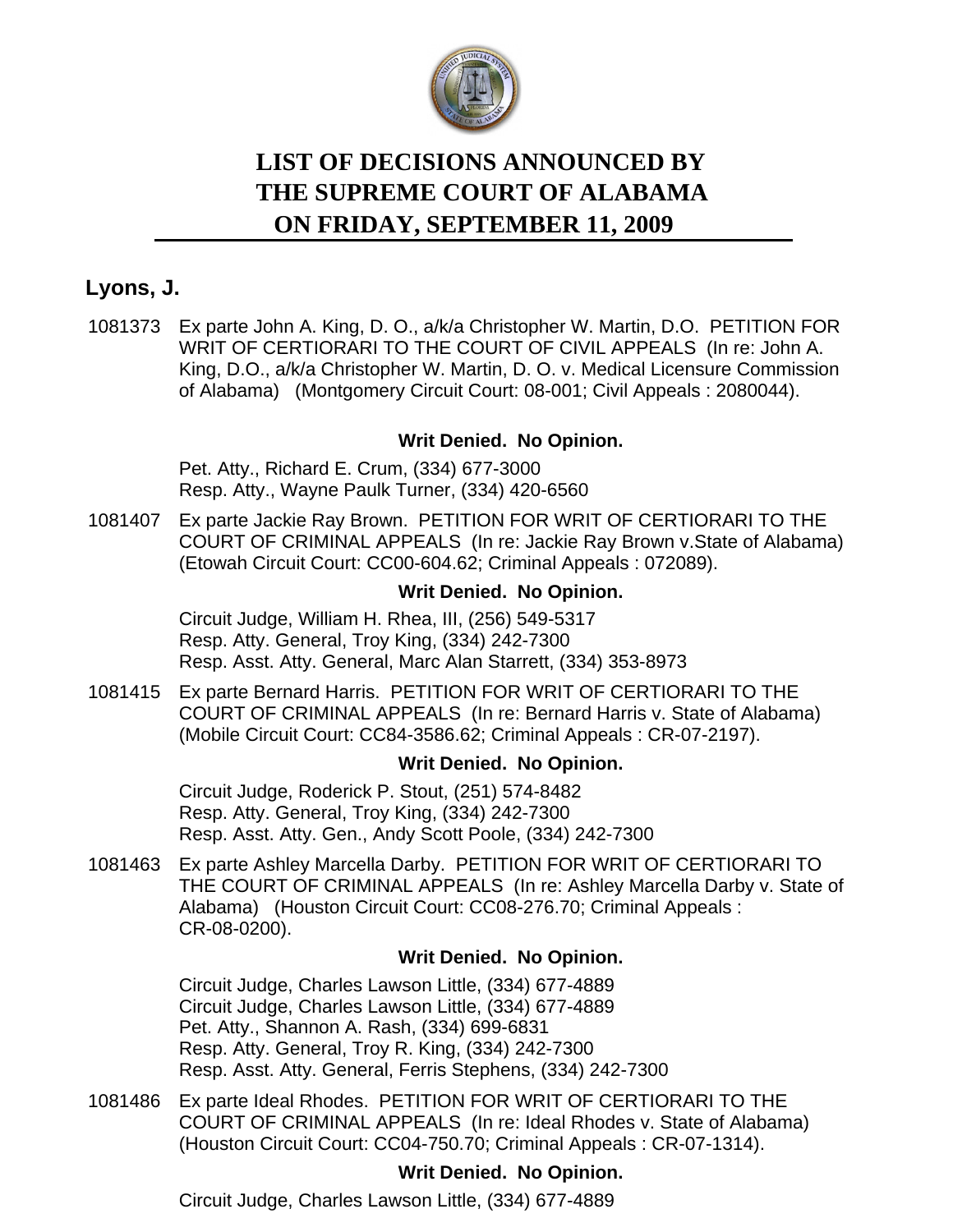# LIST OF DECISIONS ANNOUNCED BY THE SUPREME COURT OF ALABAMA ON FRIDAY, SEPTEMBER 11, 2009

## Lyons, J.

1081373 Ex parte John A. King, D. O., a/k/a Christopher W. Martin, D.O. PETITION FOR WRIT OF CERTIORARI TO THE COURT OF CIVIL APPEALS (In re: John A. King, D.O., a/k/a Christopher W. Martin, D. O. v. Medical Licensure Commission of Alabama) (Montgomery Circuit Court: 08-001; Civil Appeals : 2080044).

**Writ Denied. No Opinion.**

Pet. Atty., Richard E. Crum, (334) 677-3000
Resp. Atty., Wayne Paulk Turner, (334) 420-6560

1081407 Ex parte Jackie Ray Brown. PETITION FOR WRIT OF CERTIORARI TO THE COURT OF CRIMINAL APPEALS (In re: Jackie Ray Brown v.State of Alabama) (Etowah Circuit Court: CC00-604.62; Criminal Appeals : 072089).

**Writ Denied. No Opinion.**

Circuit Judge, William H. Rhea, III, (256) 549-5317
Resp. Atty. General, Troy King, (334) 242-7300
Resp. Asst. Atty. General, Marc Alan Starrett, (334) 353-8973

1081415 Ex parte Bernard Harris. PETITION FOR WRIT OF CERTIORARI TO THE COURT OF CRIMINAL APPEALS (In re: Bernard Harris v. State of Alabama) (Mobile Circuit Court: CC84-3586.62; Criminal Appeals : CR-07-2197).

**Writ Denied. No Opinion.**

Circuit Judge, Roderick P. Stout, (251) 574-8482
Resp. Atty. General, Troy King, (334) 242-7300
Resp. Asst. Atty. Gen., Andy Scott Poole, (334) 242-7300

1081463 Ex parte Ashley Marcella Darby. PETITION FOR WRIT OF CERTIORARI TO THE COURT OF CRIMINAL APPEALS (In re: Ashley Marcella Darby v. State of Alabama) (Houston Circuit Court: CC08-276.70; Criminal Appeals : CR-08-0200).

**Writ Denied. No Opinion.**

Circuit Judge, Charles Lawson Little, (334) 677-4889
Circuit Judge, Charles Lawson Little, (334) 677-4889
Pet. Atty., Shannon A. Rash, (334) 699-6831
Resp. Atty. General, Troy R. King, (334) 242-7300
Resp. Asst. Atty. General, Ferris Stephens, (334) 242-7300

1081486 Ex parte Ideal Rhodes. PETITION FOR WRIT OF CERTIORARI TO THE COURT OF CRIMINAL APPEALS (In re: Ideal Rhodes v. State of Alabama) (Houston Circuit Court: CC04-750.70; Criminal Appeals : CR-07-1314).

**Writ Denied. No Opinion.**

Circuit Judge, Charles Lawson Little, (334) 677-4889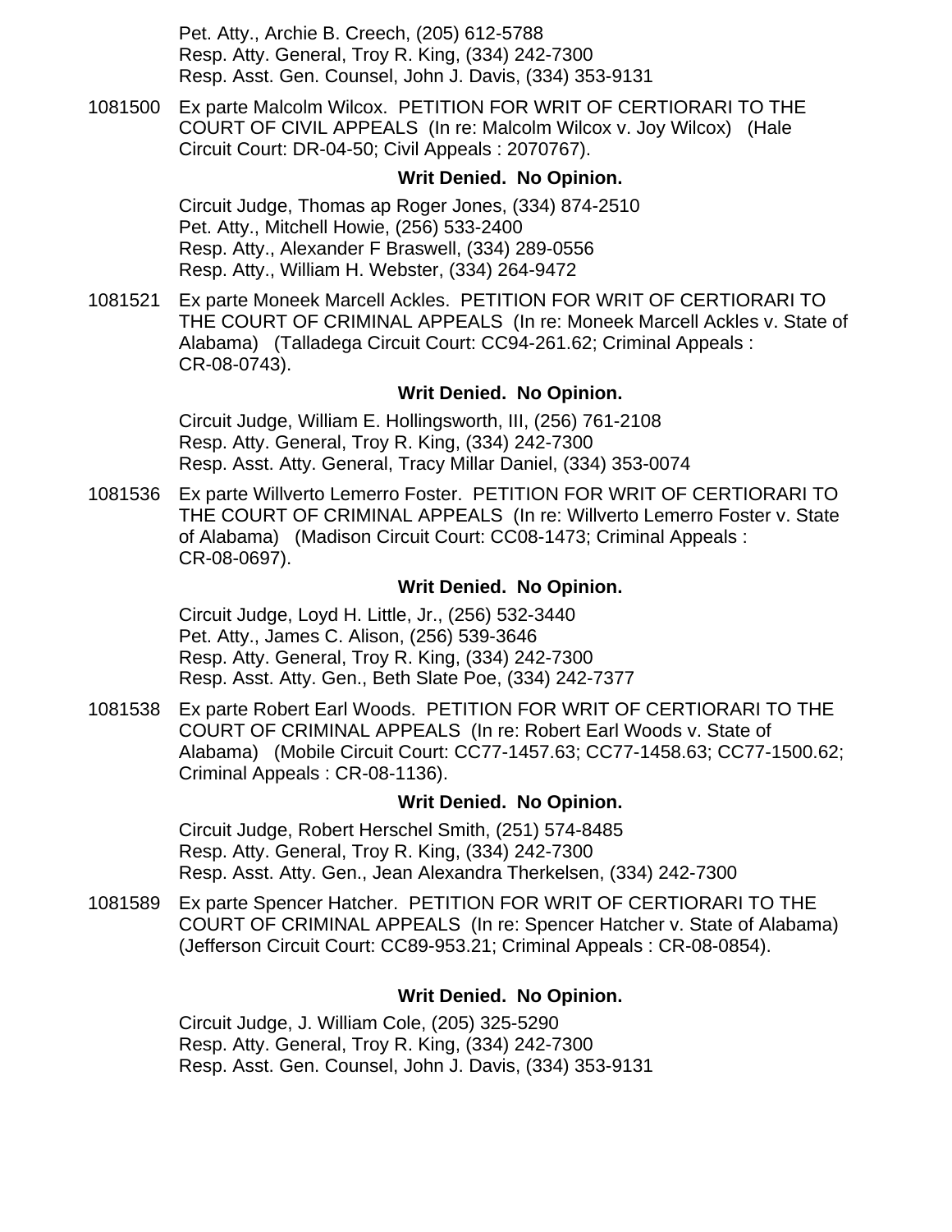Pet. Atty., Archie B. Creech, (205) 612-5788
Resp. Atty. General, Troy R. King, (334) 242-7300
Resp. Asst. Gen. Counsel, John J. Davis, (334) 353-9131

1081500 Ex parte Malcolm Wilcox. PETITION FOR WRIT OF CERTIORARI TO THE COURT OF CIVIL APPEALS (In re: Malcolm Wilcox v. Joy Wilcox) (Hale Circuit Court: DR-04-50; Civil Appeals : 2070767).

**Writ Denied. No Opinion.**

Circuit Judge, Thomas ap Roger Jones, (334) 874-2510
Pet. Atty., Mitchell Howie, (256) 533-2400
Resp. Atty., Alexander F Braswell, (334) 289-0556
Resp. Atty., William H. Webster, (334) 264-9472

1081521 Ex parte Moneek Marcell Ackles. PETITION FOR WRIT OF CERTIORARI TO THE COURT OF CRIMINAL APPEALS (In re: Moneek Marcell Ackles v. State of Alabama) (Talladega Circuit Court: CC94-261.62; Criminal Appeals : CR-08-0743).

**Writ Denied. No Opinion.**

Circuit Judge, William E. Hollingsworth, III, (256) 761-2108
Resp. Atty. General, Troy R. King, (334) 242-7300
Resp. Asst. Atty. General, Tracy Millar Daniel, (334) 353-0074

1081536 Ex parte Willverto Lemerro Foster. PETITION FOR WRIT OF CERTIORARI TO THE COURT OF CRIMINAL APPEALS (In re: Willverto Lemerro Foster v. State of Alabama) (Madison Circuit Court: CC08-1473; Criminal Appeals : CR-08-0697).

**Writ Denied. No Opinion.**

Circuit Judge, Loyd H. Little, Jr., (256) 532-3440
Pet. Atty., James C. Alison, (256) 539-3646
Resp. Atty. General, Troy R. King, (334) 242-7300
Resp. Asst. Atty. Gen., Beth Slate Poe, (334) 242-7377

1081538 Ex parte Robert Earl Woods. PETITION FOR WRIT OF CERTIORARI TO THE COURT OF CRIMINAL APPEALS (In re: Robert Earl Woods v. State of Alabama) (Mobile Circuit Court: CC77-1457.63; CC77-1458.63; CC77-1500.62; Criminal Appeals : CR-08-1136).

**Writ Denied. No Opinion.**

Circuit Judge, Robert Herschel Smith, (251) 574-8485
Resp. Atty. General, Troy R. King, (334) 242-7300
Resp. Asst. Atty. Gen., Jean Alexandra Therkelsen, (334) 242-7300

1081589 Ex parte Spencer Hatcher. PETITION FOR WRIT OF CERTIORARI TO THE COURT OF CRIMINAL APPEALS (In re: Spencer Hatcher v. State of Alabama) (Jefferson Circuit Court: CC89-953.21; Criminal Appeals : CR-08-0854).

**Writ Denied. No Opinion.**

Circuit Judge, J. William Cole, (205) 325-5290
Resp. Atty. General, Troy R. King, (334) 242-7300
Resp. Asst. Gen. Counsel, John J. Davis, (334) 353-9131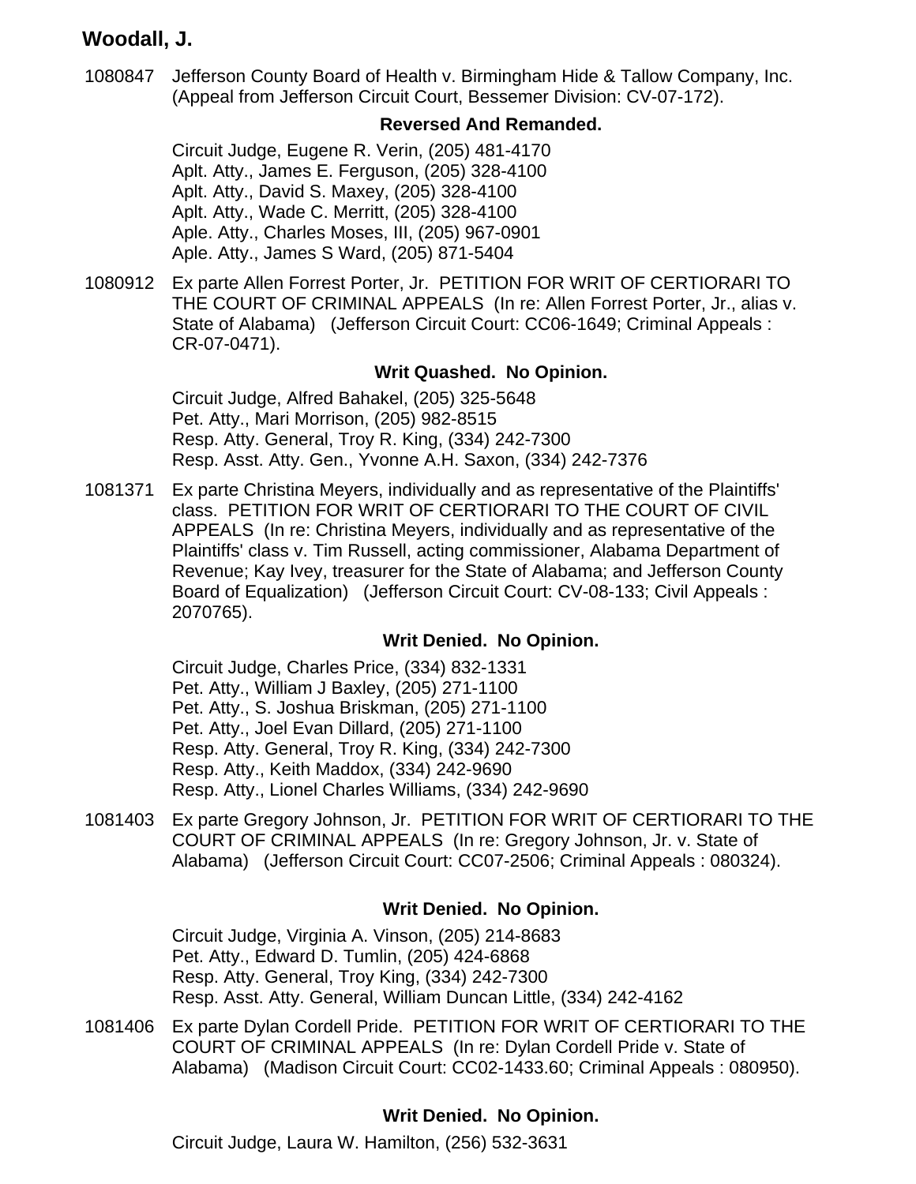## Woodall, J.

1080847 Jefferson County Board of Health v. Birmingham Hide & Tallow Company, Inc. (Appeal from Jefferson Circuit Court, Bessemer Division: CV-07-172).

**Reversed And Remanded.**

Circuit Judge, Eugene R. Verin, (205) 481-4170
Aplt. Atty., James E. Ferguson, (205) 328-4100
Aplt. Atty., David S. Maxey, (205) 328-4100
Aplt. Atty., Wade C. Merritt, (205) 328-4100
Aple. Atty., Charles Moses, III, (205) 967-0901
Aple. Atty., James S Ward, (205) 871-5404

1080912 Ex parte Allen Forrest Porter, Jr. PETITION FOR WRIT OF CERTIORARI TO THE COURT OF CRIMINAL APPEALS (In re: Allen Forrest Porter, Jr., alias v. State of Alabama) (Jefferson Circuit Court: CC06-1649; Criminal Appeals : CR-07-0471).

**Writ Quashed. No Opinion.**

Circuit Judge, Alfred Bahakel, (205) 325-5648
Pet. Atty., Mari Morrison, (205) 982-8515
Resp. Atty. General, Troy R. King, (334) 242-7300
Resp. Asst. Atty. Gen., Yvonne A.H. Saxon, (334) 242-7376

1081371 Ex parte Christina Meyers, individually and as representative of the Plaintiffs' class. PETITION FOR WRIT OF CERTIORARI TO THE COURT OF CIVIL APPEALS (In re: Christina Meyers, individually and as representative of the Plaintiffs' class v. Tim Russell, acting commissioner, Alabama Department of Revenue; Kay Ivey, treasurer for the State of Alabama; and Jefferson County Board of Equalization) (Jefferson Circuit Court: CV-08-133; Civil Appeals : 2070765).

**Writ Denied. No Opinion.**

Circuit Judge, Charles Price, (334) 832-1331
Pet. Atty., William J Baxley, (205) 271-1100
Pet. Atty., S. Joshua Briskman, (205) 271-1100
Pet. Atty., Joel Evan Dillard, (205) 271-1100
Resp. Atty. General, Troy R. King, (334) 242-7300
Resp. Atty., Keith Maddox, (334) 242-9690
Resp. Atty., Lionel Charles Williams, (334) 242-9690

1081403 Ex parte Gregory Johnson, Jr. PETITION FOR WRIT OF CERTIORARI TO THE COURT OF CRIMINAL APPEALS (In re: Gregory Johnson, Jr. v. State of Alabama) (Jefferson Circuit Court: CC07-2506; Criminal Appeals : 080324).

**Writ Denied. No Opinion.**

Circuit Judge, Virginia A. Vinson, (205) 214-8683
Pet. Atty., Edward D. Tumlin, (205) 424-6868
Resp. Atty. General, Troy King, (334) 242-7300
Resp. Asst. Atty. General, William Duncan Little, (334) 242-4162

1081406 Ex parte Dylan Cordell Pride. PETITION FOR WRIT OF CERTIORARI TO THE COURT OF CRIMINAL APPEALS (In re: Dylan Cordell Pride v. State of Alabama) (Madison Circuit Court: CC02-1433.60; Criminal Appeals : 080950).

**Writ Denied. No Opinion.**

Circuit Judge, Laura W. Hamilton, (256) 532-3631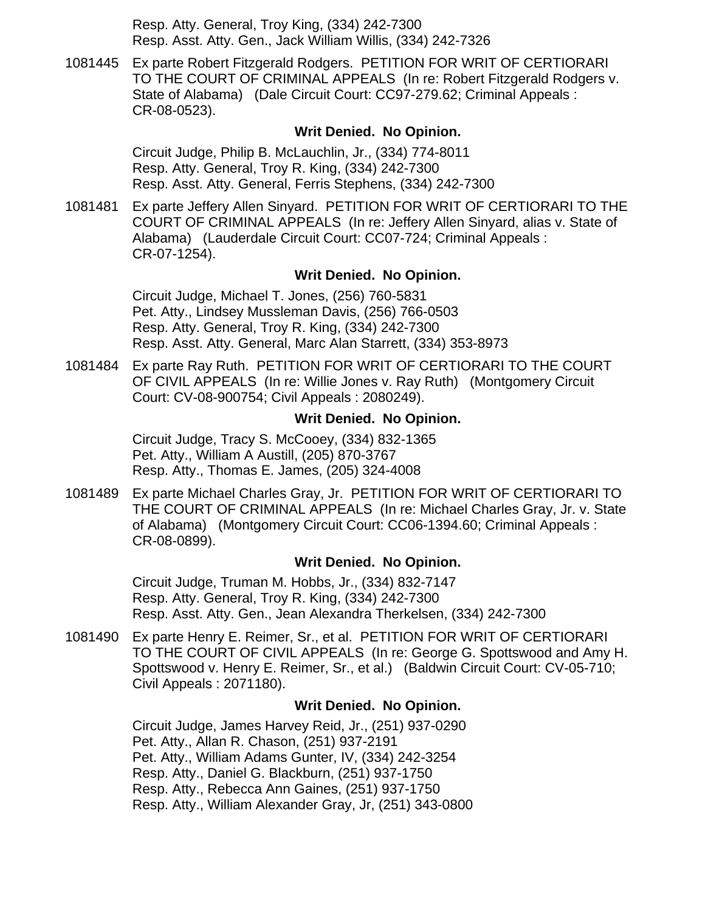Resp. Atty. General, Troy King, (334) 242-7300
Resp. Asst. Atty. Gen., Jack William Willis, (334) 242-7326

1081445 Ex parte Robert Fitzgerald Rodgers. PETITION FOR WRIT OF CERTIORARI TO THE COURT OF CRIMINAL APPEALS (In re: Robert Fitzgerald Rodgers v. State of Alabama) (Dale Circuit Court: CC97-279.62; Criminal Appeals : CR-08-0523).

**Writ Denied. No Opinion.**

Circuit Judge, Philip B. McLauchlin, Jr., (334) 774-8011
Resp. Atty. General, Troy R. King, (334) 242-7300
Resp. Asst. Atty. General, Ferris Stephens, (334) 242-7300

1081481 Ex parte Jeffery Allen Sinyard. PETITION FOR WRIT OF CERTIORARI TO THE COURT OF CRIMINAL APPEALS (In re: Jeffery Allen Sinyard, alias v. State of Alabama) (Lauderdale Circuit Court: CC07-724; Criminal Appeals : CR-07-1254).

**Writ Denied. No Opinion.**

Circuit Judge, Michael T. Jones, (256) 760-5831
Pet. Atty., Lindsey Mussleman Davis, (256) 766-0503
Resp. Atty. General, Troy R. King, (334) 242-7300
Resp. Asst. Atty. General, Marc Alan Starrett, (334) 353-8973

1081484 Ex parte Ray Ruth. PETITION FOR WRIT OF CERTIORARI TO THE COURT OF CIVIL APPEALS (In re: Willie Jones v. Ray Ruth) (Montgomery Circuit Court: CV-08-900754; Civil Appeals : 2080249).

**Writ Denied. No Opinion.**

Circuit Judge, Tracy S. McCooey, (334) 832-1365
Pet. Atty., William A Austill, (205) 870-3767
Resp. Atty., Thomas E. James, (205) 324-4008

1081489 Ex parte Michael Charles Gray, Jr. PETITION FOR WRIT OF CERTIORARI TO THE COURT OF CRIMINAL APPEALS (In re: Michael Charles Gray, Jr. v. State of Alabama) (Montgomery Circuit Court: CC06-1394.60; Criminal Appeals : CR-08-0899).

**Writ Denied. No Opinion.**

Circuit Judge, Truman M. Hobbs, Jr., (334) 832-7147
Resp. Atty. General, Troy R. King, (334) 242-7300
Resp. Asst. Atty. Gen., Jean Alexandra Therkelsen, (334) 242-7300

1081490 Ex parte Henry E. Reimer, Sr., et al. PETITION FOR WRIT OF CERTIORARI TO THE COURT OF CIVIL APPEALS (In re: George G. Spottswood and Amy H. Spottswood v. Henry E. Reimer, Sr., et al.) (Baldwin Circuit Court: CV-05-710; Civil Appeals : 2071180).

**Writ Denied. No Opinion.**

Circuit Judge, James Harvey Reid, Jr., (251) 937-0290
Pet. Atty., Allan R. Chason, (251) 937-2191
Pet. Atty., William Adams Gunter, IV, (334) 242-3254
Resp. Atty., Daniel G. Blackburn, (251) 937-1750
Resp. Atty., Rebecca Ann Gaines, (251) 937-1750
Resp. Atty., William Alexander Gray, Jr, (251) 343-0800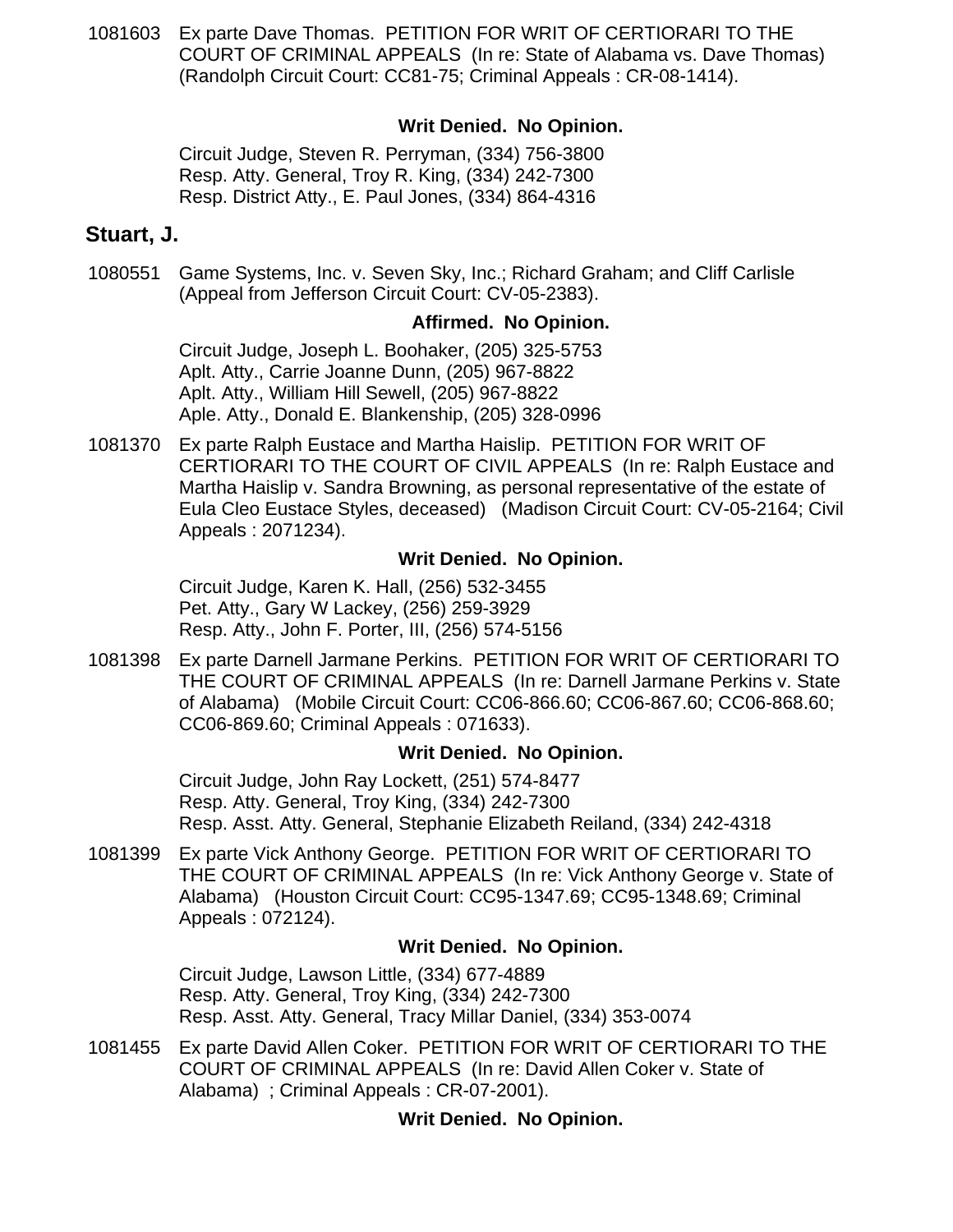1081603 Ex parte Dave Thomas. PETITION FOR WRIT OF CERTIORARI TO THE COURT OF CRIMINAL APPEALS (In re: State of Alabama vs. Dave Thomas) (Randolph Circuit Court: CC81-75; Criminal Appeals : CR-08-1414).

**Writ Denied. No Opinion.**

Circuit Judge, Steven R. Perryman, (334) 756-3800
Resp. Atty. General, Troy R. King, (334) 242-7300
Resp. District Atty., E. Paul Jones, (334) 864-4316

## Stuart, J.

1080551 Game Systems, Inc. v. Seven Sky, Inc.; Richard Graham; and Cliff Carlisle (Appeal from Jefferson Circuit Court: CV-05-2383).

**Affirmed. No Opinion.**

Circuit Judge, Joseph L. Boohaker, (205) 325-5753
Aplt. Atty., Carrie Joanne Dunn, (205) 967-8822
Aplt. Atty., William Hill Sewell, (205) 967-8822
Aple. Atty., Donald E. Blankenship, (205) 328-0996

1081370 Ex parte Ralph Eustace and Martha Haislip. PETITION FOR WRIT OF CERTIORARI TO THE COURT OF CIVIL APPEALS (In re: Ralph Eustace and Martha Haislip v. Sandra Browning, as personal representative of the estate of Eula Cleo Eustace Styles, deceased) (Madison Circuit Court: CV-05-2164; Civil Appeals : 2071234).

**Writ Denied. No Opinion.**

Circuit Judge, Karen K. Hall, (256) 532-3455
Pet. Atty., Gary W Lackey, (256) 259-3929
Resp. Atty., John F. Porter, III, (256) 574-5156

1081398 Ex parte Darnell Jarmane Perkins. PETITION FOR WRIT OF CERTIORARI TO THE COURT OF CRIMINAL APPEALS (In re: Darnell Jarmane Perkins v. State of Alabama) (Mobile Circuit Court: CC06-866.60; CC06-867.60; CC06-868.60; CC06-869.60; Criminal Appeals : 071633).

**Writ Denied. No Opinion.**

Circuit Judge, John Ray Lockett, (251) 574-8477
Resp. Atty. General, Troy King, (334) 242-7300
Resp. Asst. Atty. General, Stephanie Elizabeth Reiland, (334) 242-4318

1081399 Ex parte Vick Anthony George. PETITION FOR WRIT OF CERTIORARI TO THE COURT OF CRIMINAL APPEALS (In re: Vick Anthony George v. State of Alabama) (Houston Circuit Court: CC95-1347.69; CC95-1348.69; Criminal Appeals : 072124).

**Writ Denied. No Opinion.**

Circuit Judge, Lawson Little, (334) 677-4889
Resp. Atty. General, Troy King, (334) 242-7300
Resp. Asst. Atty. General, Tracy Millar Daniel, (334) 353-0074

1081455 Ex parte David Allen Coker. PETITION FOR WRIT OF CERTIORARI TO THE COURT OF CRIMINAL APPEALS (In re: David Allen Coker v. State of Alabama) ; Criminal Appeals : CR-07-2001).

**Writ Denied. No Opinion.**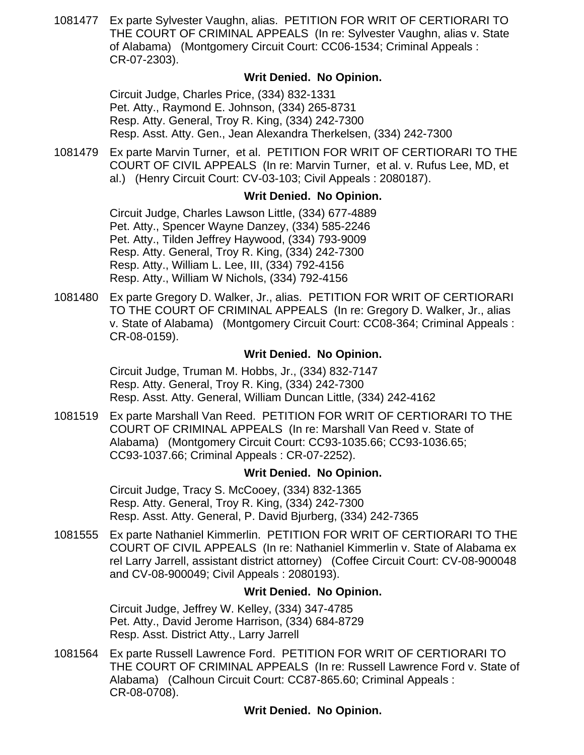1081477 Ex parte Sylvester Vaughn, alias. PETITION FOR WRIT OF CERTIORARI TO THE COURT OF CRIMINAL APPEALS (In re: Sylvester Vaughn, alias v. State of Alabama) (Montgomery Circuit Court: CC06-1534; Criminal Appeals : CR-07-2303).

**Writ Denied. No Opinion.**

Circuit Judge, Charles Price, (334) 832-1331
Pet. Atty., Raymond E. Johnson, (334) 265-8731
Resp. Atty. General, Troy R. King, (334) 242-7300
Resp. Asst. Atty. Gen., Jean Alexandra Therkelsen, (334) 242-7300

1081479 Ex parte Marvin Turner, et al. PETITION FOR WRIT OF CERTIORARI TO THE COURT OF CIVIL APPEALS (In re: Marvin Turner, et al. v. Rufus Lee, MD, et al.) (Henry Circuit Court: CV-03-103; Civil Appeals : 2080187).

**Writ Denied. No Opinion.**

Circuit Judge, Charles Lawson Little, (334) 677-4889
Pet. Atty., Spencer Wayne Danzey, (334) 585-2246
Pet. Atty., Tilden Jeffrey Haywood, (334) 793-9009
Resp. Atty. General, Troy R. King, (334) 242-7300
Resp. Atty., William L. Lee, III, (334) 792-4156
Resp. Atty., William W Nichols, (334) 792-4156

1081480 Ex parte Gregory D. Walker, Jr., alias. PETITION FOR WRIT OF CERTIORARI TO THE COURT OF CRIMINAL APPEALS (In re: Gregory D. Walker, Jr., alias v. State of Alabama) (Montgomery Circuit Court: CC08-364; Criminal Appeals : CR-08-0159).

**Writ Denied. No Opinion.**

Circuit Judge, Truman M. Hobbs, Jr., (334) 832-7147
Resp. Atty. General, Troy R. King, (334) 242-7300
Resp. Asst. Atty. General, William Duncan Little, (334) 242-4162

1081519 Ex parte Marshall Van Reed. PETITION FOR WRIT OF CERTIORARI TO THE COURT OF CRIMINAL APPEALS (In re: Marshall Van Reed v. State of Alabama) (Montgomery Circuit Court: CC93-1035.66; CC93-1036.65; CC93-1037.66; Criminal Appeals : CR-07-2252).

**Writ Denied. No Opinion.**

Circuit Judge, Tracy S. McCooey, (334) 832-1365
Resp. Atty. General, Troy R. King, (334) 242-7300
Resp. Asst. Atty. General, P. David Bjurberg, (334) 242-7365

1081555 Ex parte Nathaniel Kimmerlin. PETITION FOR WRIT OF CERTIORARI TO THE COURT OF CIVIL APPEALS (In re: Nathaniel Kimmerlin v. State of Alabama ex rel Larry Jarrell, assistant district attorney) (Coffee Circuit Court: CV-08-900048 and CV-08-900049; Civil Appeals : 2080193).

**Writ Denied. No Opinion.**

Circuit Judge, Jeffrey W. Kelley, (334) 347-4785
Pet. Atty., David Jerome Harrison, (334) 684-8729
Resp. Asst. District Atty., Larry Jarrell

1081564 Ex parte Russell Lawrence Ford. PETITION FOR WRIT OF CERTIORARI TO THE COURT OF CRIMINAL APPEALS (In re: Russell Lawrence Ford v. State of Alabama) (Calhoun Circuit Court: CC87-865.60; Criminal Appeals : CR-08-0708).

**Writ Denied. No Opinion.**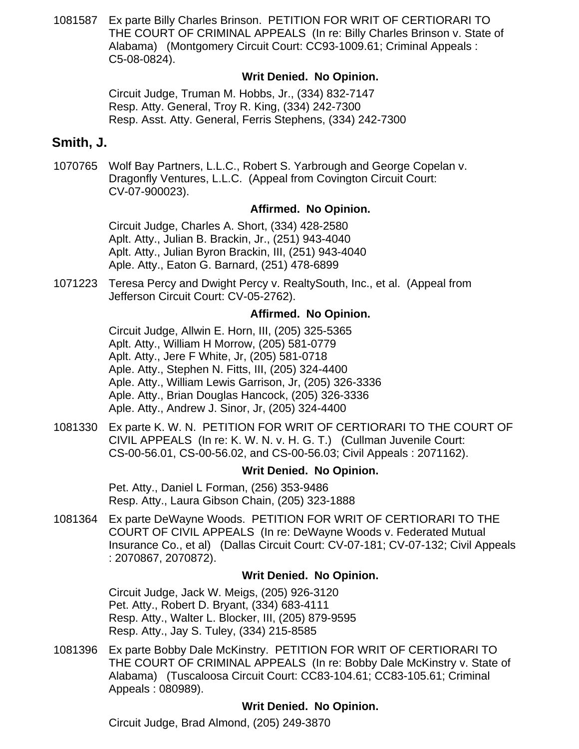1081587 Ex parte Billy Charles Brinson. PETITION FOR WRIT OF CERTIORARI TO THE COURT OF CRIMINAL APPEALS (In re: Billy Charles Brinson v. State of Alabama) (Montgomery Circuit Court: CC93-1009.61; Criminal Appeals : C5-08-0824).

**Writ Denied. No Opinion.**

Circuit Judge, Truman M. Hobbs, Jr., (334) 832-7147
Resp. Atty. General, Troy R. King, (334) 242-7300
Resp. Asst. Atty. General, Ferris Stephens, (334) 242-7300

## Smith, J.

1070765 Wolf Bay Partners, L.L.C., Robert S. Yarbrough and George Copelan v. Dragonfly Ventures, L.L.C. (Appeal from Covington Circuit Court: CV-07-900023).

**Affirmed. No Opinion.**

Circuit Judge, Charles A. Short, (334) 428-2580
Aplt. Atty., Julian B. Brackin, Jr., (251) 943-4040
Aplt. Atty., Julian Byron Brackin, III, (251) 943-4040
Aple. Atty., Eaton G. Barnard, (251) 478-6899

1071223 Teresa Percy and Dwight Percy v. RealtySouth, Inc., et al. (Appeal from Jefferson Circuit Court: CV-05-2762).

**Affirmed. No Opinion.**

Circuit Judge, Allwin E. Horn, III, (205) 325-5365
Aplt. Atty., William H Morrow, (205) 581-0779
Aplt. Atty., Jere F White, Jr, (205) 581-0718
Aple. Atty., Stephen N. Fitts, III, (205) 324-4400
Aple. Atty., William Lewis Garrison, Jr, (205) 326-3336
Aple. Atty., Brian Douglas Hancock, (205) 326-3336
Aple. Atty., Andrew J. Sinor, Jr, (205) 324-4400

1081330 Ex parte K. W. N. PETITION FOR WRIT OF CERTIORARI TO THE COURT OF CIVIL APPEALS (In re: K. W. N. v. H. G. T.) (Cullman Juvenile Court: CS-00-56.01, CS-00-56.02, and CS-00-56.03; Civil Appeals : 2071162).

**Writ Denied. No Opinion.**

Pet. Atty., Daniel L Forman, (256) 353-9486
Resp. Atty., Laura Gibson Chain, (205) 323-1888

1081364 Ex parte DeWayne Woods. PETITION FOR WRIT OF CERTIORARI TO THE COURT OF CIVIL APPEALS (In re: DeWayne Woods v. Federated Mutual Insurance Co., et al) (Dallas Circuit Court: CV-07-181; CV-07-132; Civil Appeals : 2070867, 2070872).

**Writ Denied. No Opinion.**

Circuit Judge, Jack W. Meigs, (205) 926-3120
Pet. Atty., Robert D. Bryant, (334) 683-4111
Resp. Atty., Walter L. Blocker, III, (205) 879-9595
Resp. Atty., Jay S. Tuley, (334) 215-8585

1081396 Ex parte Bobby Dale McKinstry. PETITION FOR WRIT OF CERTIORARI TO THE COURT OF CRIMINAL APPEALS (In re: Bobby Dale McKinstry v. State of Alabama) (Tuscaloosa Circuit Court: CC83-104.61; CC83-105.61; Criminal Appeals : 080989).

**Writ Denied. No Opinion.**

Circuit Judge, Brad Almond, (205) 249-3870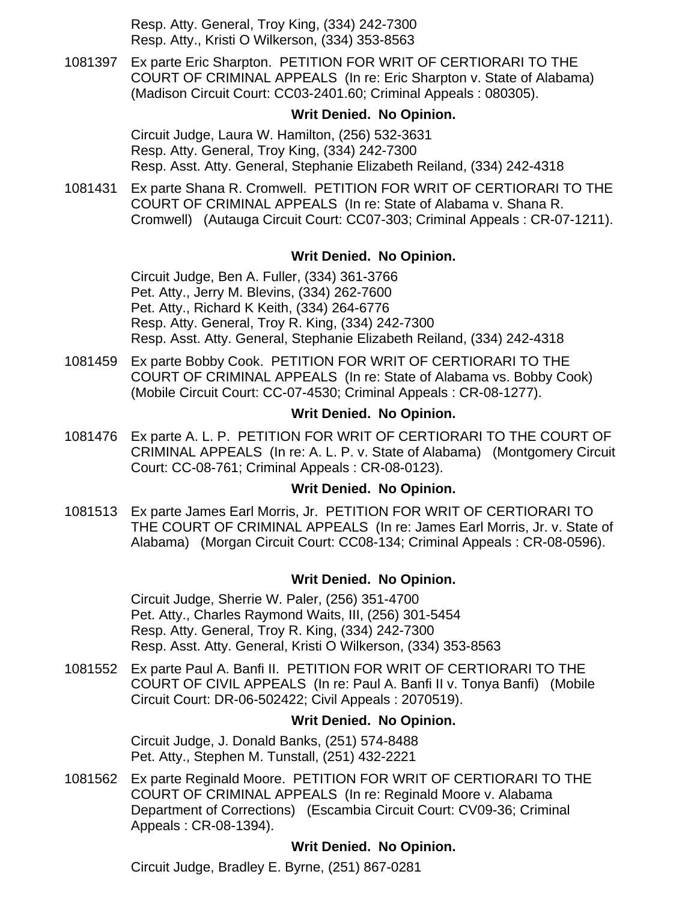Resp. Atty. General, Troy King, (334) 242-7300
Resp. Atty., Kristi O Wilkerson, (334) 353-8563

1081397 Ex parte Eric Sharpton. PETITION FOR WRIT OF CERTIORARI TO THE COURT OF CRIMINAL APPEALS (In re: Eric Sharpton v. State of Alabama) (Madison Circuit Court: CC03-2401.60; Criminal Appeals : 080305).

**Writ Denied. No Opinion.**

Circuit Judge, Laura W. Hamilton, (256) 532-3631
Resp. Atty. General, Troy King, (334) 242-7300
Resp. Asst. Atty. General, Stephanie Elizabeth Reiland, (334) 242-4318

1081431 Ex parte Shana R. Cromwell. PETITION FOR WRIT OF CERTIORARI TO THE COURT OF CRIMINAL APPEALS (In re: State of Alabama v. Shana R. Cromwell) (Autauga Circuit Court: CC07-303; Criminal Appeals : CR-07-1211).

**Writ Denied. No Opinion.**

Circuit Judge, Ben A. Fuller, (334) 361-3766
Pet. Atty., Jerry M. Blevins, (334) 262-7600
Pet. Atty., Richard K Keith, (334) 264-6776
Resp. Atty. General, Troy R. King, (334) 242-7300
Resp. Asst. Atty. General, Stephanie Elizabeth Reiland, (334) 242-4318

1081459 Ex parte Bobby Cook. PETITION FOR WRIT OF CERTIORARI TO THE COURT OF CRIMINAL APPEALS (In re: State of Alabama vs. Bobby Cook) (Mobile Circuit Court: CC-07-4530; Criminal Appeals : CR-08-1277).

**Writ Denied. No Opinion.**

1081476 Ex parte A. L. P. PETITION FOR WRIT OF CERTIORARI TO THE COURT OF CRIMINAL APPEALS (In re: A. L. P. v. State of Alabama) (Montgomery Circuit Court: CC-08-761; Criminal Appeals : CR-08-0123).

**Writ Denied. No Opinion.**

1081513 Ex parte James Earl Morris, Jr. PETITION FOR WRIT OF CERTIORARI TO THE COURT OF CRIMINAL APPEALS (In re: James Earl Morris, Jr. v. State of Alabama) (Morgan Circuit Court: CC08-134; Criminal Appeals : CR-08-0596).

**Writ Denied. No Opinion.**

Circuit Judge, Sherrie W. Paler, (256) 351-4700
Pet. Atty., Charles Raymond Waits, III, (256) 301-5454
Resp. Atty. General, Troy R. King, (334) 242-7300
Resp. Asst. Atty. General, Kristi O Wilkerson, (334) 353-8563

1081552 Ex parte Paul A. Banfi II. PETITION FOR WRIT OF CERTIORARI TO THE COURT OF CIVIL APPEALS (In re: Paul A. Banfi II v. Tonya Banfi) (Mobile Circuit Court: DR-06-502422; Civil Appeals : 2070519).

**Writ Denied. No Opinion.**

Circuit Judge, J. Donald Banks, (251) 574-8488
Pet. Atty., Stephen M. Tunstall, (251) 432-2221

1081562 Ex parte Reginald Moore. PETITION FOR WRIT OF CERTIORARI TO THE COURT OF CRIMINAL APPEALS (In re: Reginald Moore v. Alabama Department of Corrections) (Escambia Circuit Court: CV09-36; Criminal Appeals : CR-08-1394).

**Writ Denied. No Opinion.**

Circuit Judge, Bradley E. Byrne, (251) 867-0281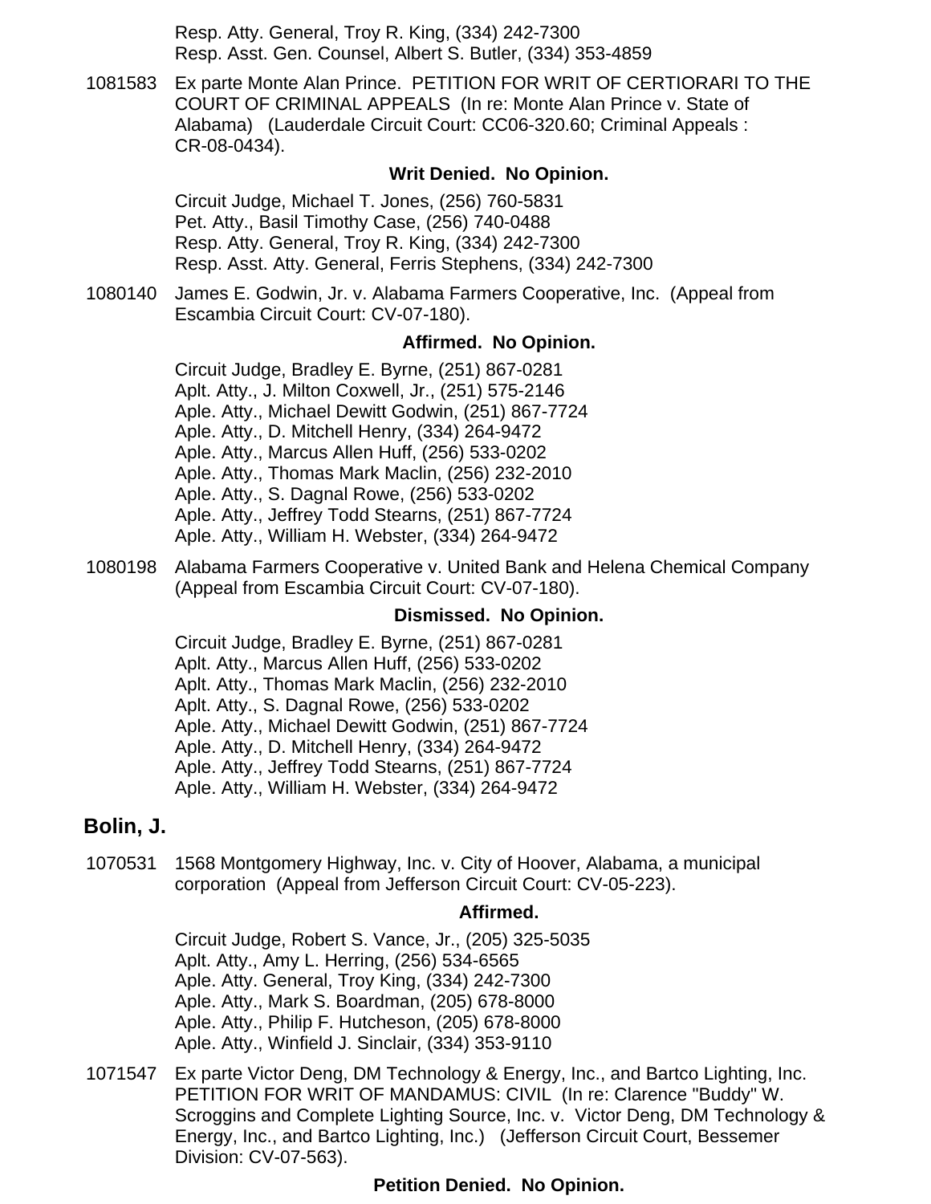Resp. Atty. General, Troy R. King, (334) 242-7300
Resp. Asst. Gen. Counsel, Albert S. Butler, (334) 353-4859

1081583 Ex parte Monte Alan Prince. PETITION FOR WRIT OF CERTIORARI TO THE COURT OF CRIMINAL APPEALS (In re: Monte Alan Prince v. State of Alabama) (Lauderdale Circuit Court: CC06-320.60; Criminal Appeals : CR-08-0434).

**Writ Denied. No Opinion.**

Circuit Judge, Michael T. Jones, (256) 760-5831
Pet. Atty., Basil Timothy Case, (256) 740-0488
Resp. Atty. General, Troy R. King, (334) 242-7300
Resp. Asst. Atty. General, Ferris Stephens, (334) 242-7300

1080140 James E. Godwin, Jr. v. Alabama Farmers Cooperative, Inc. (Appeal from Escambia Circuit Court: CV-07-180).

**Affirmed. No Opinion.**

Circuit Judge, Bradley E. Byrne, (251) 867-0281
Aplt. Atty., J. Milton Coxwell, Jr., (251) 575-2146
Aple. Atty., Michael Dewitt Godwin, (251) 867-7724
Aple. Atty., D. Mitchell Henry, (334) 264-9472
Aple. Atty., Marcus Allen Huff, (256) 533-0202
Aple. Atty., Thomas Mark Maclin, (256) 232-2010
Aple. Atty., S. Dagnal Rowe, (256) 533-0202
Aple. Atty., Jeffrey Todd Stearns, (251) 867-7724
Aple. Atty., William H. Webster, (334) 264-9472

1080198 Alabama Farmers Cooperative v. United Bank and Helena Chemical Company (Appeal from Escambia Circuit Court: CV-07-180).

**Dismissed. No Opinion.**

Circuit Judge, Bradley E. Byrne, (251) 867-0281
Aplt. Atty., Marcus Allen Huff, (256) 533-0202
Aplt. Atty., Thomas Mark Maclin, (256) 232-2010
Aplt. Atty., S. Dagnal Rowe, (256) 533-0202
Aple. Atty., Michael Dewitt Godwin, (251) 867-7724
Aple. Atty., D. Mitchell Henry, (334) 264-9472
Aple. Atty., Jeffrey Todd Stearns, (251) 867-7724
Aple. Atty., William H. Webster, (334) 264-9472

## Bolin, J.

1070531 1568 Montgomery Highway, Inc. v. City of Hoover, Alabama, a municipal corporation (Appeal from Jefferson Circuit Court: CV-05-223).

**Affirmed.**

Circuit Judge, Robert S. Vance, Jr., (205) 325-5035
Aplt. Atty., Amy L. Herring, (256) 534-6565
Aple. Atty. General, Troy King, (334) 242-7300
Aple. Atty., Mark S. Boardman, (205) 678-8000
Aple. Atty., Philip F. Hutcheson, (205) 678-8000
Aple. Atty., Winfield J. Sinclair, (334) 353-9110

1071547 Ex parte Victor Deng, DM Technology & Energy, Inc., and Bartco Lighting, Inc. PETITION FOR WRIT OF MANDAMUS: CIVIL (In re: Clarence "Buddy" W. Scroggins and Complete Lighting Source, Inc. v. Victor Deng, DM Technology & Energy, Inc., and Bartco Lighting, Inc.) (Jefferson Circuit Court, Bessemer Division: CV-07-563).

**Petition Denied. No Opinion.**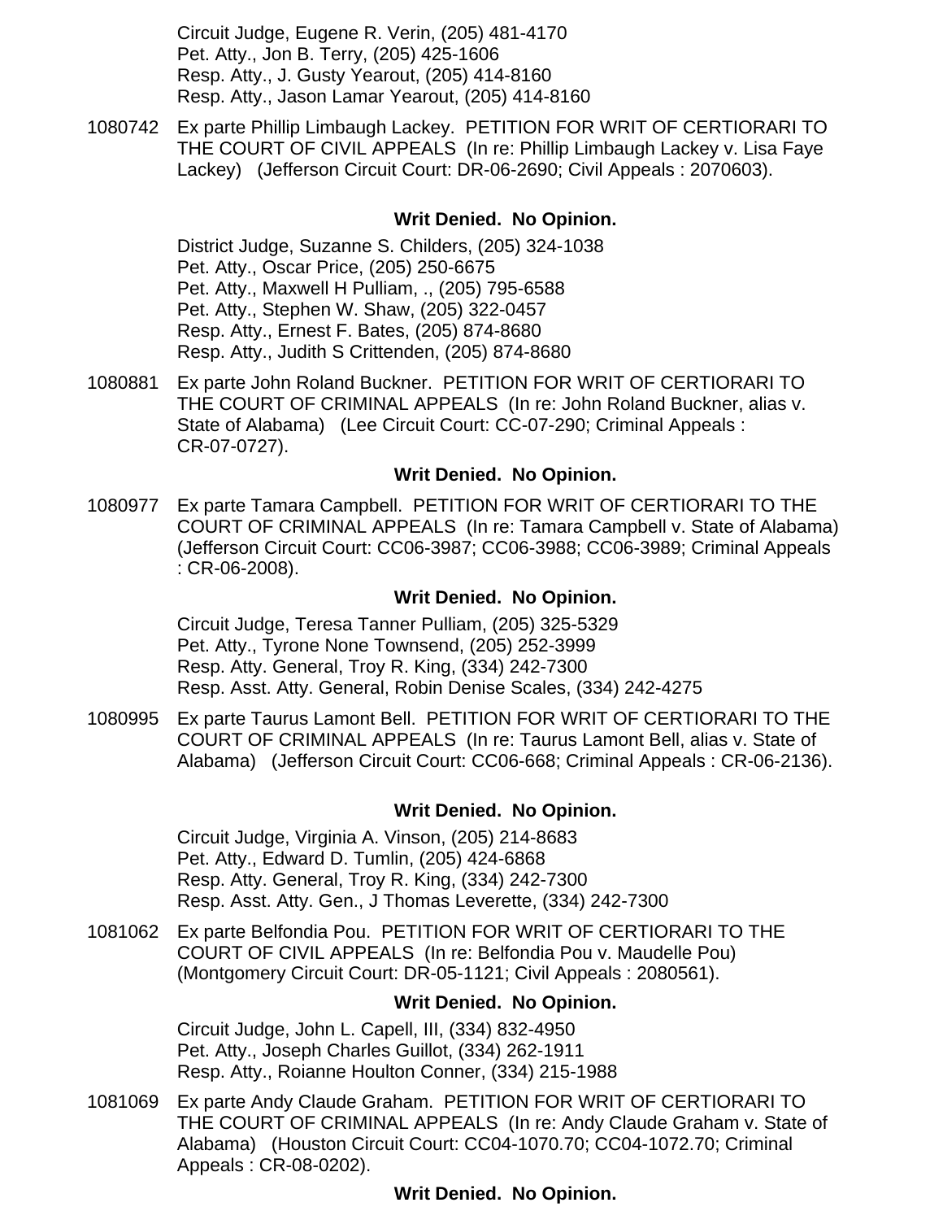Circuit Judge, Eugene R. Verin, (205) 481-4170
Pet. Atty., Jon B. Terry, (205) 425-1606
Resp. Atty., J. Gusty Yearout, (205) 414-8160
Resp. Atty., Jason Lamar Yearout, (205) 414-8160

1080742 Ex parte Phillip Limbaugh Lackey. PETITION FOR WRIT OF CERTIORARI TO THE COURT OF CIVIL APPEALS (In re: Phillip Limbaugh Lackey v. Lisa Faye Lackey) (Jefferson Circuit Court: DR-06-2690; Civil Appeals : 2070603).

**Writ Denied. No Opinion.**

District Judge, Suzanne S. Childers, (205) 324-1038
Pet. Atty., Oscar Price, (205) 250-6675
Pet. Atty., Maxwell H Pulliam, ., (205) 795-6588
Pet. Atty., Stephen W. Shaw, (205) 322-0457
Resp. Atty., Ernest F. Bates, (205) 874-8680
Resp. Atty., Judith S Crittenden, (205) 874-8680

1080881 Ex parte John Roland Buckner. PETITION FOR WRIT OF CERTIORARI TO THE COURT OF CRIMINAL APPEALS (In re: John Roland Buckner, alias v. State of Alabama) (Lee Circuit Court: CC-07-290; Criminal Appeals : CR-07-0727).

**Writ Denied. No Opinion.**

1080977 Ex parte Tamara Campbell. PETITION FOR WRIT OF CERTIORARI TO THE COURT OF CRIMINAL APPEALS (In re: Tamara Campbell v. State of Alabama) (Jefferson Circuit Court: CC06-3987; CC06-3988; CC06-3989; Criminal Appeals : CR-06-2008).

**Writ Denied. No Opinion.**

Circuit Judge, Teresa Tanner Pulliam, (205) 325-5329
Pet. Atty., Tyrone None Townsend, (205) 252-3999
Resp. Atty. General, Troy R. King, (334) 242-7300
Resp. Asst. Atty. General, Robin Denise Scales, (334) 242-4275

1080995 Ex parte Taurus Lamont Bell. PETITION FOR WRIT OF CERTIORARI TO THE COURT OF CRIMINAL APPEALS (In re: Taurus Lamont Bell, alias v. State of Alabama) (Jefferson Circuit Court: CC06-668; Criminal Appeals : CR-06-2136).

**Writ Denied. No Opinion.**

Circuit Judge, Virginia A. Vinson, (205) 214-8683
Pet. Atty., Edward D. Tumlin, (205) 424-6868
Resp. Atty. General, Troy R. King, (334) 242-7300
Resp. Asst. Atty. Gen., J Thomas Leverette, (334) 242-7300

1081062 Ex parte Belfondia Pou. PETITION FOR WRIT OF CERTIORARI TO THE COURT OF CIVIL APPEALS (In re: Belfondia Pou v. Maudelle Pou) (Montgomery Circuit Court: DR-05-1121; Civil Appeals : 2080561).

**Writ Denied. No Opinion.**

Circuit Judge, John L. Capell, III, (334) 832-4950
Pet. Atty., Joseph Charles Guillot, (334) 262-1911
Resp. Atty., Roianne Houlton Conner, (334) 215-1988

1081069 Ex parte Andy Claude Graham. PETITION FOR WRIT OF CERTIORARI TO THE COURT OF CRIMINAL APPEALS (In re: Andy Claude Graham v. State of Alabama) (Houston Circuit Court: CC04-1070.70; CC04-1072.70; Criminal Appeals : CR-08-0202).

**Writ Denied. No Opinion.**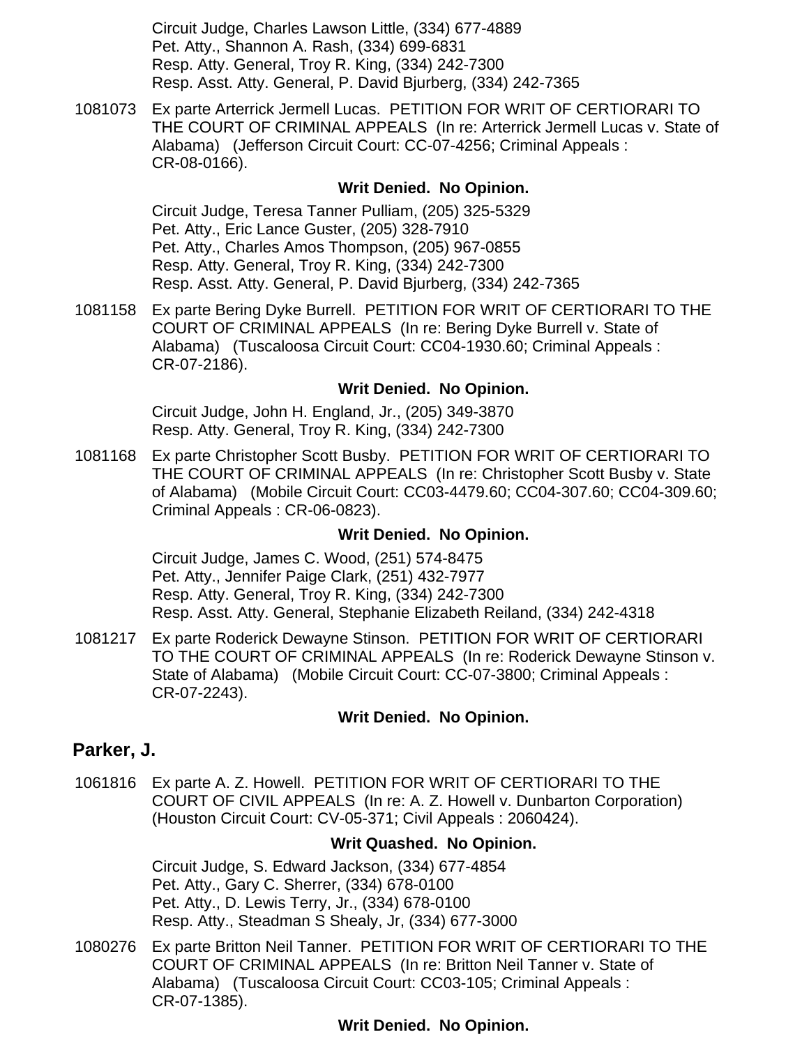Circuit Judge, Charles Lawson Little, (334) 677-4889
Pet. Atty., Shannon A. Rash, (334) 699-6831
Resp. Atty. General, Troy R. King, (334) 242-7300
Resp. Asst. Atty. General, P. David Bjurberg, (334) 242-7365

1081073 Ex parte Arterrick Jermell Lucas. PETITION FOR WRIT OF CERTIORARI TO THE COURT OF CRIMINAL APPEALS (In re: Arterrick Jermell Lucas v. State of Alabama) (Jefferson Circuit Court: CC-07-4256; Criminal Appeals : CR-08-0166).

**Writ Denied. No Opinion.**

Circuit Judge, Teresa Tanner Pulliam, (205) 325-5329
Pet. Atty., Eric Lance Guster, (205) 328-7910
Pet. Atty., Charles Amos Thompson, (205) 967-0855
Resp. Atty. General, Troy R. King, (334) 242-7300
Resp. Asst. Atty. General, P. David Bjurberg, (334) 242-7365

1081158 Ex parte Bering Dyke Burrell. PETITION FOR WRIT OF CERTIORARI TO THE COURT OF CRIMINAL APPEALS (In re: Bering Dyke Burrell v. State of Alabama) (Tuscaloosa Circuit Court: CC04-1930.60; Criminal Appeals : CR-07-2186).

**Writ Denied. No Opinion.**

Circuit Judge, John H. England, Jr., (205) 349-3870
Resp. Atty. General, Troy R. King, (334) 242-7300

1081168 Ex parte Christopher Scott Busby. PETITION FOR WRIT OF CERTIORARI TO THE COURT OF CRIMINAL APPEALS (In re: Christopher Scott Busby v. State of Alabama) (Mobile Circuit Court: CC03-4479.60; CC04-307.60; CC04-309.60; Criminal Appeals : CR-06-0823).

**Writ Denied. No Opinion.**

Circuit Judge, James C. Wood, (251) 574-8475
Pet. Atty., Jennifer Paige Clark, (251) 432-7977
Resp. Atty. General, Troy R. King, (334) 242-7300
Resp. Asst. Atty. General, Stephanie Elizabeth Reiland, (334) 242-4318

1081217 Ex parte Roderick Dewayne Stinson. PETITION FOR WRIT OF CERTIORARI TO THE COURT OF CRIMINAL APPEALS (In re: Roderick Dewayne Stinson v. State of Alabama) (Mobile Circuit Court: CC-07-3800; Criminal Appeals : CR-07-2243).

**Writ Denied. No Opinion.**

## Parker, J.

1061816 Ex parte A. Z. Howell. PETITION FOR WRIT OF CERTIORARI TO THE COURT OF CIVIL APPEALS (In re: A. Z. Howell v. Dunbarton Corporation) (Houston Circuit Court: CV-05-371; Civil Appeals : 2060424).

**Writ Quashed. No Opinion.**

Circuit Judge, S. Edward Jackson, (334) 677-4854
Pet. Atty., Gary C. Sherrer, (334) 678-0100
Pet. Atty., D. Lewis Terry, Jr., (334) 678-0100
Resp. Atty., Steadman S Shealy, Jr, (334) 677-3000

1080276 Ex parte Britton Neil Tanner. PETITION FOR WRIT OF CERTIORARI TO THE COURT OF CRIMINAL APPEALS (In re: Britton Neil Tanner v. State of Alabama) (Tuscaloosa Circuit Court: CC03-105; Criminal Appeals : CR-07-1385).

**Writ Denied. No Opinion.**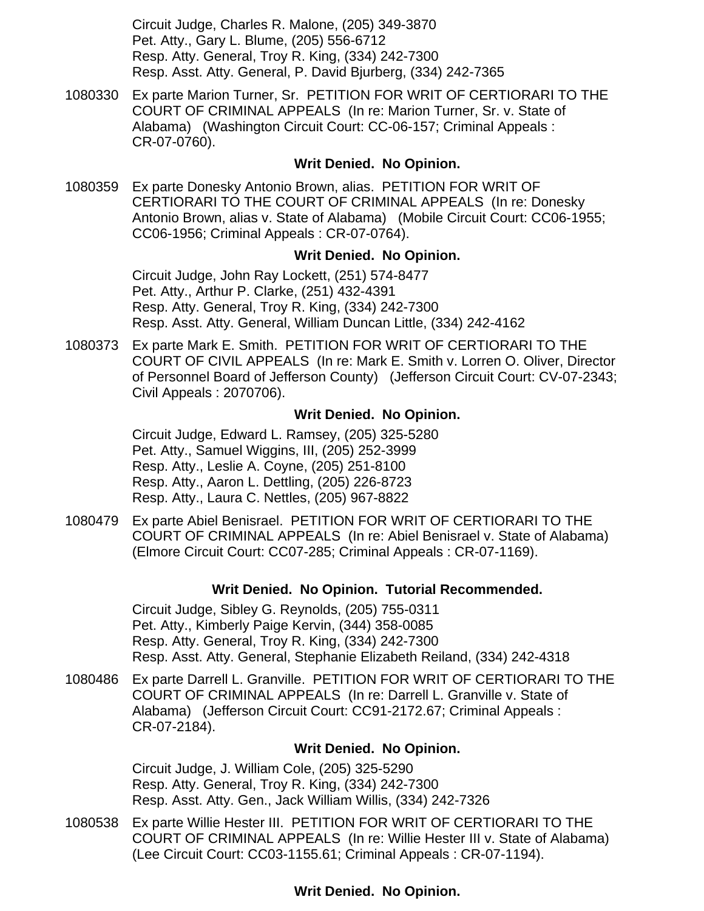Circuit Judge, Charles R. Malone, (205) 349-3870
Pet. Atty., Gary L. Blume, (205) 556-6712
Resp. Atty. General, Troy R. King, (334) 242-7300
Resp. Asst. Atty. General, P. David Bjurberg, (334) 242-7365

1080330 Ex parte Marion Turner, Sr. PETITION FOR WRIT OF CERTIORARI TO THE COURT OF CRIMINAL APPEALS (In re: Marion Turner, Sr. v. State of Alabama) (Washington Circuit Court: CC-06-157; Criminal Appeals : CR-07-0760).

**Writ Denied. No Opinion.**

1080359 Ex parte Donesky Antonio Brown, alias. PETITION FOR WRIT OF CERTIORARI TO THE COURT OF CRIMINAL APPEALS (In re: Donesky Antonio Brown, alias v. State of Alabama) (Mobile Circuit Court: CC06-1955; CC06-1956; Criminal Appeals : CR-07-0764).

**Writ Denied. No Opinion.**

Circuit Judge, John Ray Lockett, (251) 574-8477
Pet. Atty., Arthur P. Clarke, (251) 432-4391
Resp. Atty. General, Troy R. King, (334) 242-7300
Resp. Asst. Atty. General, William Duncan Little, (334) 242-4162

1080373 Ex parte Mark E. Smith. PETITION FOR WRIT OF CERTIORARI TO THE COURT OF CIVIL APPEALS (In re: Mark E. Smith v. Lorren O. Oliver, Director of Personnel Board of Jefferson County) (Jefferson Circuit Court: CV-07-2343; Civil Appeals : 2070706).

**Writ Denied. No Opinion.**

Circuit Judge, Edward L. Ramsey, (205) 325-5280
Pet. Atty., Samuel Wiggins, III, (205) 252-3999
Resp. Atty., Leslie A. Coyne, (205) 251-8100
Resp. Atty., Aaron L. Dettling, (205) 226-8723
Resp. Atty., Laura C. Nettles, (205) 967-8822

1080479 Ex parte Abiel Benisrael. PETITION FOR WRIT OF CERTIORARI TO THE COURT OF CRIMINAL APPEALS (In re: Abiel Benisrael v. State of Alabama) (Elmore Circuit Court: CC07-285; Criminal Appeals : CR-07-1169).

**Writ Denied. No Opinion. Tutorial Recommended.**

Circuit Judge, Sibley G. Reynolds, (205) 755-0311
Pet. Atty., Kimberly Paige Kervin, (344) 358-0085
Resp. Atty. General, Troy R. King, (334) 242-7300
Resp. Asst. Atty. General, Stephanie Elizabeth Reiland, (334) 242-4318

1080486 Ex parte Darrell L. Granville. PETITION FOR WRIT OF CERTIORARI TO THE COURT OF CRIMINAL APPEALS (In re: Darrell L. Granville v. State of Alabama) (Jefferson Circuit Court: CC91-2172.67; Criminal Appeals : CR-07-2184).

**Writ Denied. No Opinion.**

Circuit Judge, J. William Cole, (205) 325-5290
Resp. Atty. General, Troy R. King, (334) 242-7300
Resp. Asst. Atty. Gen., Jack William Willis, (334) 242-7326

1080538 Ex parte Willie Hester III. PETITION FOR WRIT OF CERTIORARI TO THE COURT OF CRIMINAL APPEALS (In re: Willie Hester III v. State of Alabama) (Lee Circuit Court: CC03-1155.61; Criminal Appeals : CR-07-1194).

**Writ Denied. No Opinion.**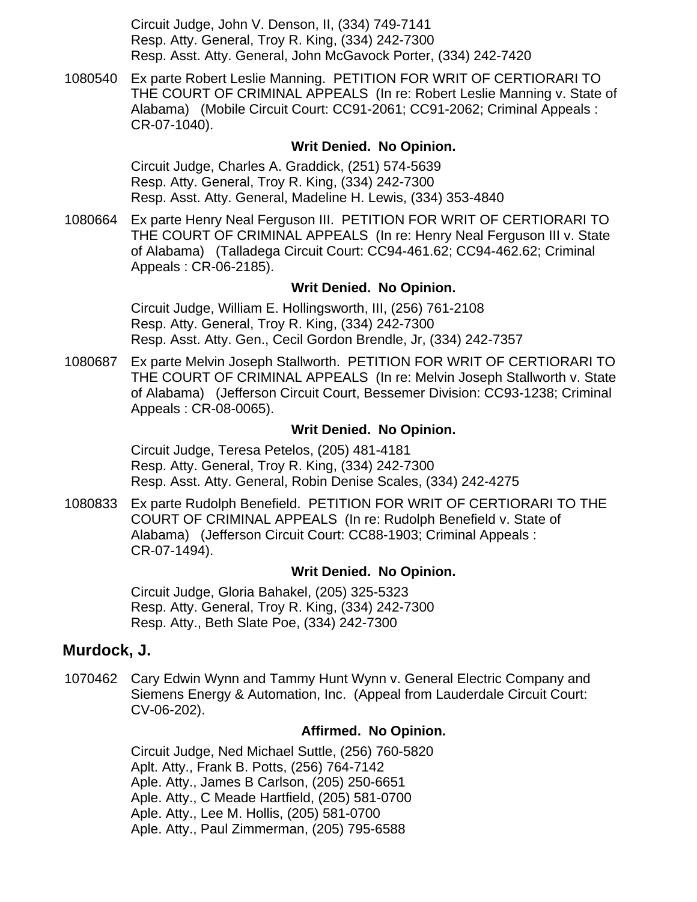Circuit Judge, John V. Denson, II, (334) 749-7141
Resp. Atty. General, Troy R. King, (334) 242-7300
Resp. Asst. Atty. General, John McGavock Porter, (334) 242-7420

1080540 Ex parte Robert Leslie Manning. PETITION FOR WRIT OF CERTIORARI TO THE COURT OF CRIMINAL APPEALS (In re: Robert Leslie Manning v. State of Alabama) (Mobile Circuit Court: CC91-2061; CC91-2062; Criminal Appeals : CR-07-1040).

**Writ Denied. No Opinion.**

Circuit Judge, Charles A. Graddick, (251) 574-5639
Resp. Atty. General, Troy R. King, (334) 242-7300
Resp. Asst. Atty. General, Madeline H. Lewis, (334) 353-4840

1080664 Ex parte Henry Neal Ferguson III. PETITION FOR WRIT OF CERTIORARI TO THE COURT OF CRIMINAL APPEALS (In re: Henry Neal Ferguson III v. State of Alabama) (Talladega Circuit Court: CC94-461.62; CC94-462.62; Criminal Appeals : CR-06-2185).

**Writ Denied. No Opinion.**

Circuit Judge, William E. Hollingsworth, III, (256) 761-2108
Resp. Atty. General, Troy R. King, (334) 242-7300
Resp. Asst. Atty. Gen., Cecil Gordon Brendle, Jr, (334) 242-7357

1080687 Ex parte Melvin Joseph Stallworth. PETITION FOR WRIT OF CERTIORARI TO THE COURT OF CRIMINAL APPEALS (In re: Melvin Joseph Stallworth v. State of Alabama) (Jefferson Circuit Court, Bessemer Division: CC93-1238; Criminal Appeals : CR-08-0065).

**Writ Denied. No Opinion.**

Circuit Judge, Teresa Petelos, (205) 481-4181
Resp. Atty. General, Troy R. King, (334) 242-7300
Resp. Asst. Atty. General, Robin Denise Scales, (334) 242-4275

1080833 Ex parte Rudolph Benefield. PETITION FOR WRIT OF CERTIORARI TO THE COURT OF CRIMINAL APPEALS (In re: Rudolph Benefield v. State of Alabama) (Jefferson Circuit Court: CC88-1903; Criminal Appeals : CR-07-1494).

**Writ Denied. No Opinion.**

Circuit Judge, Gloria Bahakel, (205) 325-5323
Resp. Atty. General, Troy R. King, (334) 242-7300
Resp. Atty., Beth Slate Poe, (334) 242-7300

## Murdock, J.

1070462 Cary Edwin Wynn and Tammy Hunt Wynn v. General Electric Company and Siemens Energy & Automation, Inc. (Appeal from Lauderdale Circuit Court: CV-06-202).

**Affirmed. No Opinion.**

Circuit Judge, Ned Michael Suttle, (256) 760-5820
Aplt. Atty., Frank B. Potts, (256) 764-7142
Aple. Atty., James B Carlson, (205) 250-6651
Aple. Atty., C Meade Hartfield, (205) 581-0700
Aple. Atty., Lee M. Hollis, (205) 581-0700
Aple. Atty., Paul Zimmerman, (205) 795-6588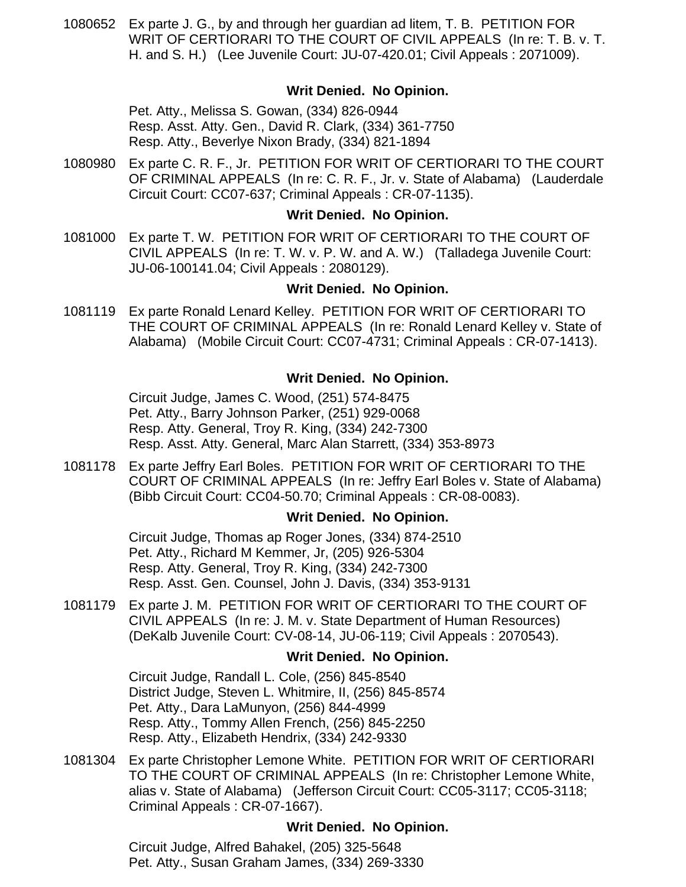1080652 Ex parte J. G., by and through her guardian ad litem, T. B. PETITION FOR WRIT OF CERTIORARI TO THE COURT OF CIVIL APPEALS (In re: T. B. v. T. H. and S. H.) (Lee Juvenile Court: JU-07-420.01; Civil Appeals : 2071009).

**Writ Denied. No Opinion.**

Pet. Atty., Melissa S. Gowan, (334) 826-0944
Resp. Asst. Atty. Gen., David R. Clark, (334) 361-7750
Resp. Atty., Beverlye Nixon Brady, (334) 821-1894

1080980 Ex parte C. R. F., Jr. PETITION FOR WRIT OF CERTIORARI TO THE COURT OF CRIMINAL APPEALS (In re: C. R. F., Jr. v. State of Alabama) (Lauderdale Circuit Court: CC07-637; Criminal Appeals : CR-07-1135).

**Writ Denied. No Opinion.**

1081000 Ex parte T. W. PETITION FOR WRIT OF CERTIORARI TO THE COURT OF CIVIL APPEALS (In re: T. W. v. P. W. and A. W.) (Talladega Juvenile Court: JU-06-100141.04; Civil Appeals : 2080129).

**Writ Denied. No Opinion.**

1081119 Ex parte Ronald Lenard Kelley. PETITION FOR WRIT OF CERTIORARI TO THE COURT OF CRIMINAL APPEALS (In re: Ronald Lenard Kelley v. State of Alabama) (Mobile Circuit Court: CC07-4731; Criminal Appeals : CR-07-1413).

**Writ Denied. No Opinion.**

Circuit Judge, James C. Wood, (251) 574-8475
Pet. Atty., Barry Johnson Parker, (251) 929-0068
Resp. Atty. General, Troy R. King, (334) 242-7300
Resp. Asst. Atty. General, Marc Alan Starrett, (334) 353-8973

1081178 Ex parte Jeffry Earl Boles. PETITION FOR WRIT OF CERTIORARI TO THE COURT OF CRIMINAL APPEALS (In re: Jeffry Earl Boles v. State of Alabama) (Bibb Circuit Court: CC04-50.70; Criminal Appeals : CR-08-0083).

**Writ Denied. No Opinion.**

Circuit Judge, Thomas ap Roger Jones, (334) 874-2510
Pet. Atty., Richard M Kemmer, Jr, (205) 926-5304
Resp. Atty. General, Troy R. King, (334) 242-7300
Resp. Asst. Gen. Counsel, John J. Davis, (334) 353-9131

1081179 Ex parte J. M. PETITION FOR WRIT OF CERTIORARI TO THE COURT OF CIVIL APPEALS (In re: J. M. v. State Department of Human Resources) (DeKalb Juvenile Court: CV-08-14, JU-06-119; Civil Appeals : 2070543).

**Writ Denied. No Opinion.**

Circuit Judge, Randall L. Cole, (256) 845-8540
District Judge, Steven L. Whitmire, II, (256) 845-8574
Pet. Atty., Dara LaMunyon, (256) 844-4999
Resp. Atty., Tommy Allen French, (256) 845-2250
Resp. Atty., Elizabeth Hendrix, (334) 242-9330

1081304 Ex parte Christopher Lemone White. PETITION FOR WRIT OF CERTIORARI TO THE COURT OF CRIMINAL APPEALS (In re: Christopher Lemone White, alias v. State of Alabama) (Jefferson Circuit Court: CC05-3117; CC05-3118; Criminal Appeals : CR-07-1667).

**Writ Denied. No Opinion.**

Circuit Judge, Alfred Bahakel, (205) 325-5648
Pet. Atty., Susan Graham James, (334) 269-3330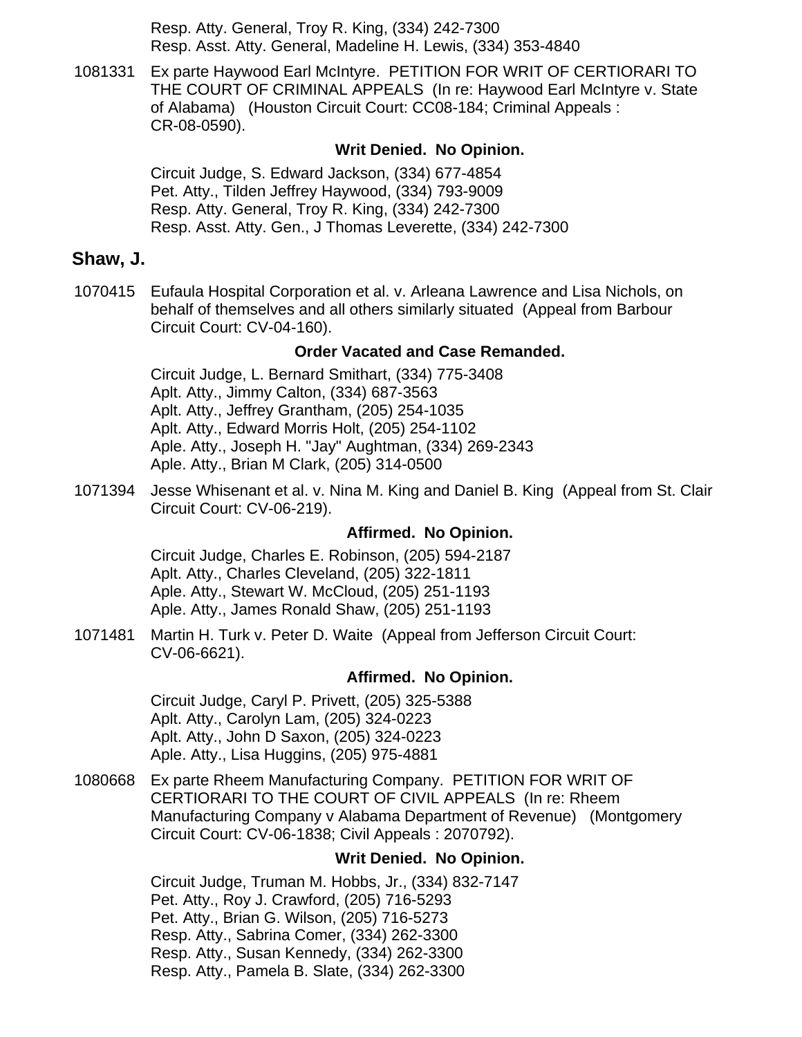Resp. Atty. General, Troy R. King, (334) 242-7300
Resp. Asst. Atty. General, Madeline H. Lewis, (334) 353-4840

1081331 Ex parte Haywood Earl McIntyre. PETITION FOR WRIT OF CERTIORARI TO THE COURT OF CRIMINAL APPEALS (In re: Haywood Earl McIntyre v. State of Alabama) (Houston Circuit Court: CC08-184; Criminal Appeals : CR-08-0590).

**Writ Denied. No Opinion.**

Circuit Judge, S. Edward Jackson, (334) 677-4854
Pet. Atty., Tilden Jeffrey Haywood, (334) 793-9009
Resp. Atty. General, Troy R. King, (334) 242-7300
Resp. Asst. Atty. Gen., J Thomas Leverette, (334) 242-7300

## Shaw, J.

1070415 Eufaula Hospital Corporation et al. v. Arleana Lawrence and Lisa Nichols, on behalf of themselves and all others similarly situated (Appeal from Barbour Circuit Court: CV-04-160).

**Order Vacated and Case Remanded.**

Circuit Judge, L. Bernard Smithart, (334) 775-3408
Aplt. Atty., Jimmy Calton, (334) 687-3563
Aplt. Atty., Jeffrey Grantham, (205) 254-1035
Aplt. Atty., Edward Morris Holt, (205) 254-1102
Aple. Atty., Joseph H. "Jay" Aughtman, (334) 269-2343
Aple. Atty., Brian M Clark, (205) 314-0500

1071394 Jesse Whisenant et al. v. Nina M. King and Daniel B. King (Appeal from St. Clair Circuit Court: CV-06-219).

**Affirmed. No Opinion.**

Circuit Judge, Charles E. Robinson, (205) 594-2187
Aplt. Atty., Charles Cleveland, (205) 322-1811
Aple. Atty., Stewart W. McCloud, (205) 251-1193
Aple. Atty., James Ronald Shaw, (205) 251-1193

1071481 Martin H. Turk v. Peter D. Waite (Appeal from Jefferson Circuit Court: CV-06-6621).

**Affirmed. No Opinion.**

Circuit Judge, Caryl P. Privett, (205) 325-5388
Aplt. Atty., Carolyn Lam, (205) 324-0223
Aplt. Atty., John D Saxon, (205) 324-0223
Aple. Atty., Lisa Huggins, (205) 975-4881

1080668 Ex parte Rheem Manufacturing Company. PETITION FOR WRIT OF CERTIORARI TO THE COURT OF CIVIL APPEALS (In re: Rheem Manufacturing Company v Alabama Department of Revenue) (Montgomery Circuit Court: CV-06-1838; Civil Appeals : 2070792).

**Writ Denied. No Opinion.**

Circuit Judge, Truman M. Hobbs, Jr., (334) 832-7147
Pet. Atty., Roy J. Crawford, (205) 716-5293
Pet. Atty., Brian G. Wilson, (205) 716-5273
Resp. Atty., Sabrina Comer, (334) 262-3300
Resp. Atty., Susan Kennedy, (334) 262-3300
Resp. Atty., Pamela B. Slate, (334) 262-3300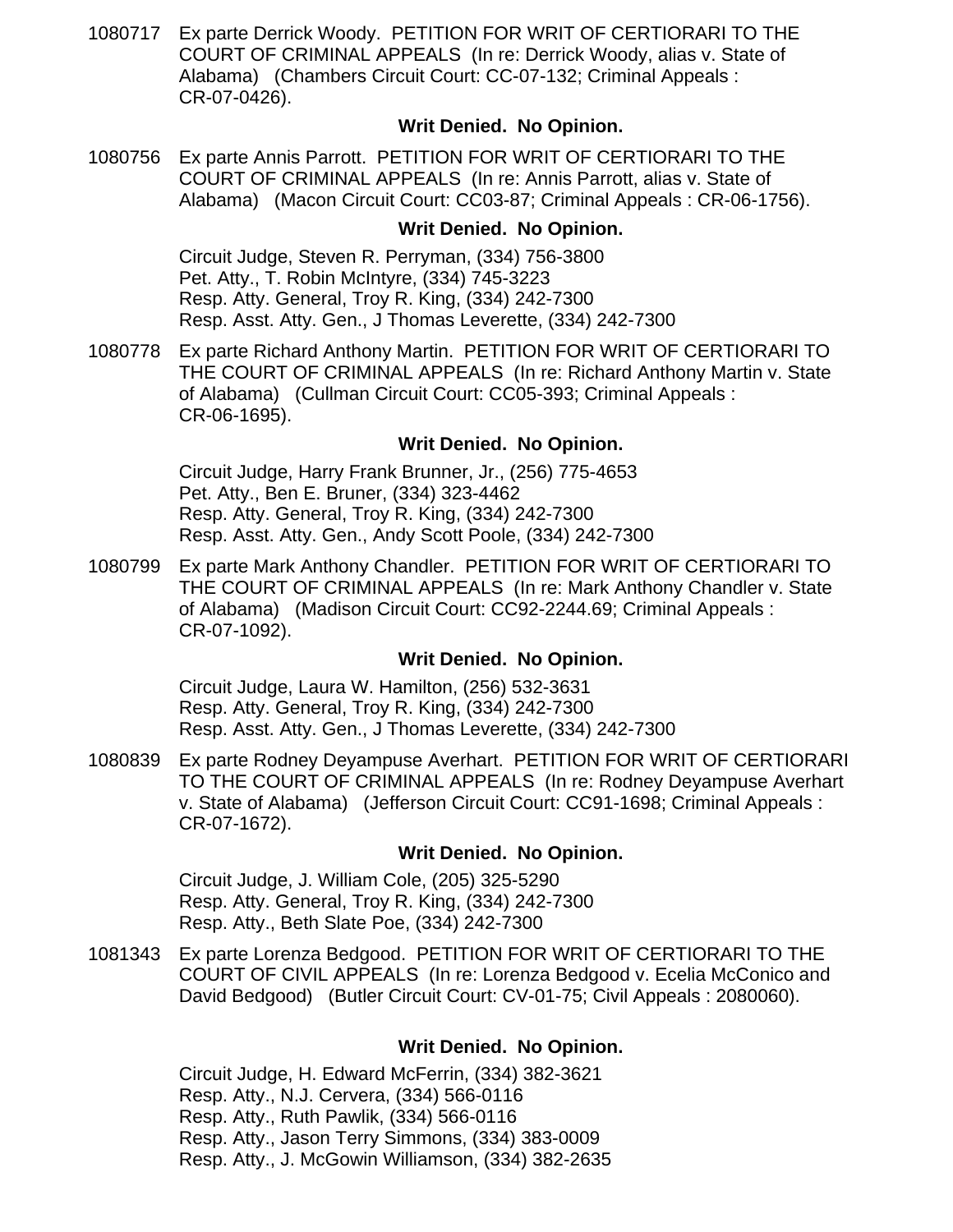1080717 Ex parte Derrick Woody. PETITION FOR WRIT OF CERTIORARI TO THE COURT OF CRIMINAL APPEALS (In re: Derrick Woody, alias v. State of Alabama) (Chambers Circuit Court: CC-07-132; Criminal Appeals : CR-07-0426).

**Writ Denied. No Opinion.**

1080756 Ex parte Annis Parrott. PETITION FOR WRIT OF CERTIORARI TO THE COURT OF CRIMINAL APPEALS (In re: Annis Parrott, alias v. State of Alabama) (Macon Circuit Court: CC03-87; Criminal Appeals : CR-06-1756).

**Writ Denied. No Opinion.**

Circuit Judge, Steven R. Perryman, (334) 756-3800
Pet. Atty., T. Robin McIntyre, (334) 745-3223
Resp. Atty. General, Troy R. King, (334) 242-7300
Resp. Asst. Atty. Gen., J Thomas Leverette, (334) 242-7300

1080778 Ex parte Richard Anthony Martin. PETITION FOR WRIT OF CERTIORARI TO THE COURT OF CRIMINAL APPEALS (In re: Richard Anthony Martin v. State of Alabama) (Cullman Circuit Court: CC05-393; Criminal Appeals : CR-06-1695).

**Writ Denied. No Opinion.**

Circuit Judge, Harry Frank Brunner, Jr., (256) 775-4653
Pet. Atty., Ben E. Bruner, (334) 323-4462
Resp. Atty. General, Troy R. King, (334) 242-7300
Resp. Asst. Atty. Gen., Andy Scott Poole, (334) 242-7300

1080799 Ex parte Mark Anthony Chandler. PETITION FOR WRIT OF CERTIORARI TO THE COURT OF CRIMINAL APPEALS (In re: Mark Anthony Chandler v. State of Alabama) (Madison Circuit Court: CC92-2244.69; Criminal Appeals : CR-07-1092).

**Writ Denied. No Opinion.**

Circuit Judge, Laura W. Hamilton, (256) 532-3631
Resp. Atty. General, Troy R. King, (334) 242-7300
Resp. Asst. Atty. Gen., J Thomas Leverette, (334) 242-7300

1080839 Ex parte Rodney Deyampuse Averhart. PETITION FOR WRIT OF CERTIORARI TO THE COURT OF CRIMINAL APPEALS (In re: Rodney Deyampuse Averhart v. State of Alabama) (Jefferson Circuit Court: CC91-1698; Criminal Appeals : CR-07-1672).

**Writ Denied. No Opinion.**

Circuit Judge, J. William Cole, (205) 325-5290
Resp. Atty. General, Troy R. King, (334) 242-7300
Resp. Atty., Beth Slate Poe, (334) 242-7300

1081343 Ex parte Lorenza Bedgood. PETITION FOR WRIT OF CERTIORARI TO THE COURT OF CIVIL APPEALS (In re: Lorenza Bedgood v. Ecelia McConico and David Bedgood) (Butler Circuit Court: CV-01-75; Civil Appeals : 2080060).

**Writ Denied. No Opinion.**

Circuit Judge, H. Edward McFerrin, (334) 382-3621
Resp. Atty., N.J. Cervera, (334) 566-0116
Resp. Atty., Ruth Pawlik, (334) 566-0116
Resp. Atty., Jason Terry Simmons, (334) 383-0009
Resp. Atty., J. McGowin Williamson, (334) 382-2635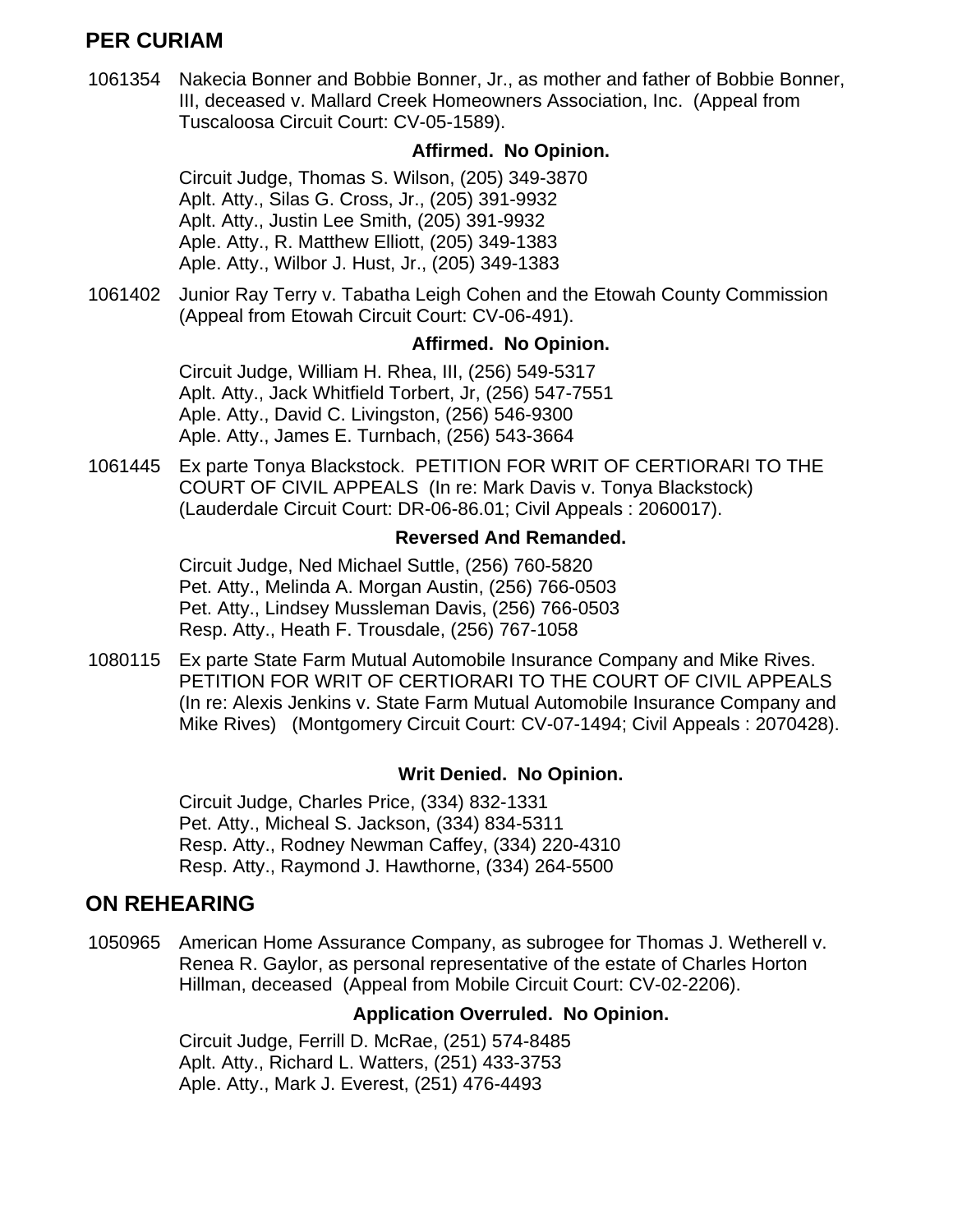## PER CURIAM

1061354 Nakecia Bonner and Bobbie Bonner, Jr., as mother and father of Bobbie Bonner, III, deceased v. Mallard Creek Homeowners Association, Inc. (Appeal from Tuscaloosa Circuit Court: CV-05-1589).

**Affirmed. No Opinion.**

Circuit Judge, Thomas S. Wilson, (205) 349-3870
Aplt. Atty., Silas G. Cross, Jr., (205) 391-9932
Aplt. Atty., Justin Lee Smith, (205) 391-9932
Aple. Atty., R. Matthew Elliott, (205) 349-1383
Aple. Atty., Wilbor J. Hust, Jr., (205) 349-1383

1061402 Junior Ray Terry v. Tabatha Leigh Cohen and the Etowah County Commission (Appeal from Etowah Circuit Court: CV-06-491).

**Affirmed. No Opinion.**

Circuit Judge, William H. Rhea, III, (256) 549-5317
Aplt. Atty., Jack Whitfield Torbert, Jr, (256) 547-7551
Aple. Atty., David C. Livingston, (256) 546-9300
Aple. Atty., James E. Turnbach, (256) 543-3664

1061445 Ex parte Tonya Blackstock. PETITION FOR WRIT OF CERTIORARI TO THE COURT OF CIVIL APPEALS (In re: Mark Davis v. Tonya Blackstock) (Lauderdale Circuit Court: DR-06-86.01; Civil Appeals : 2060017).

**Reversed And Remanded.**

Circuit Judge, Ned Michael Suttle, (256) 760-5820
Pet. Atty., Melinda A. Morgan Austin, (256) 766-0503
Pet. Atty., Lindsey Mussleman Davis, (256) 766-0503
Resp. Atty., Heath F. Trousdale, (256) 767-1058

1080115 Ex parte State Farm Mutual Automobile Insurance Company and Mike Rives. PETITION FOR WRIT OF CERTIORARI TO THE COURT OF CIVIL APPEALS (In re: Alexis Jenkins v. State Farm Mutual Automobile Insurance Company and Mike Rives) (Montgomery Circuit Court: CV-07-1494; Civil Appeals : 2070428).

**Writ Denied. No Opinion.**

Circuit Judge, Charles Price, (334) 832-1331
Pet. Atty., Micheal S. Jackson, (334) 834-5311
Resp. Atty., Rodney Newman Caffey, (334) 220-4310
Resp. Atty., Raymond J. Hawthorne, (334) 264-5500

## ON REHEARING

1050965 American Home Assurance Company, as subrogee for Thomas J. Wetherell v. Renea R. Gaylor, as personal representative of the estate of Charles Horton Hillman, deceased (Appeal from Mobile Circuit Court: CV-02-2206).

**Application Overruled. No Opinion.**

Circuit Judge, Ferrill D. McRae, (251) 574-8485
Aplt. Atty., Richard L. Watters, (251) 433-3753
Aple. Atty., Mark J. Everest, (251) 476-4493